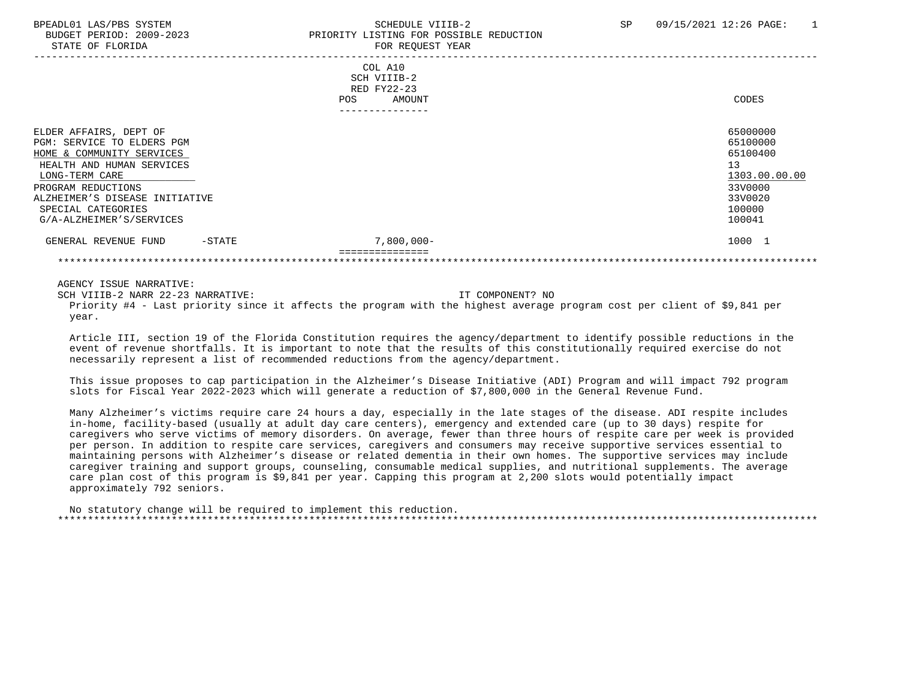BPEADL01 LAS/PBS SYSTEM SCHEDULE VIIIB-2 SP 09/15/2021 12:26 PAGE: 1
BUDGET PERIOD: 2009-2023 PRIORITY LISTING FOR POSSIBLE REDUCTION
STATE OF FLORIDA FOR REQUEST YEAR

| | COL A10 SCH VIIIB-2 RED FY22-23 POS AMOUNT | CODES |
|---|---|---|
| ELDER AFFAIRS, DEPT OF | | 65000000 |
| PGM: SERVICE TO ELDERS PGM | | 65100000 |
| HOME & COMMUNITY SERVICES | | 65100400 |
| HEALTH AND HUMAN SERVICES | | 13 |
| LONG-TERM CARE | | 1303.00.00.00 |
| PROGRAM REDUCTIONS | | 33V0000 |
| ALZHEIMER'S DISEASE INITIATIVE | | 33V0020 |
| SPECIAL CATEGORIES | | 100000 |
| G/A-ALZHEIMER'S/SERVICES | | 100041 |
| GENERAL REVENUE FUND -STATE | 7,800,000- | 1000 1 |

AGENCY ISSUE NARRATIVE:

SCH VIIIB-2 NARR 22-23 NARRATIVE: IT COMPONENT? NO

Priority #4 - Last priority since it affects the program with the highest average program cost per client of $9,841 per year.

Article III, section 19 of the Florida Constitution requires the agency/department to identify possible reductions in the event of revenue shortfalls. It is important to note that the results of this constitutionally required exercise do not necessarily represent a list of recommended reductions from the agency/department.

This issue proposes to cap participation in the Alzheimer's Disease Initiative (ADI) Program and will impact 792 program slots for Fiscal Year 2022-2023 which will generate a reduction of $7,800,000 in the General Revenue Fund.

Many Alzheimer's victims require care 24 hours a day, especially in the late stages of the disease. ADI respite includes in-home, facility-based (usually at adult day care centers), emergency and extended care (up to 30 days) respite for caregivers who serve victims of memory disorders. On average, fewer than three hours of respite care per week is provided per person. In addition to respite care services, caregivers and consumers may receive supportive services essential to maintaining persons with Alzheimer's disease or related dementia in their own homes. The supportive services may include caregiver training and support groups, counseling, consumable medical supplies, and nutritional supplements. The average care plan cost of this program is $9,841 per year. Capping this program at 2,200 slots would potentially impact approximately 792 seniors.

No statutory change will be required to implement this reduction.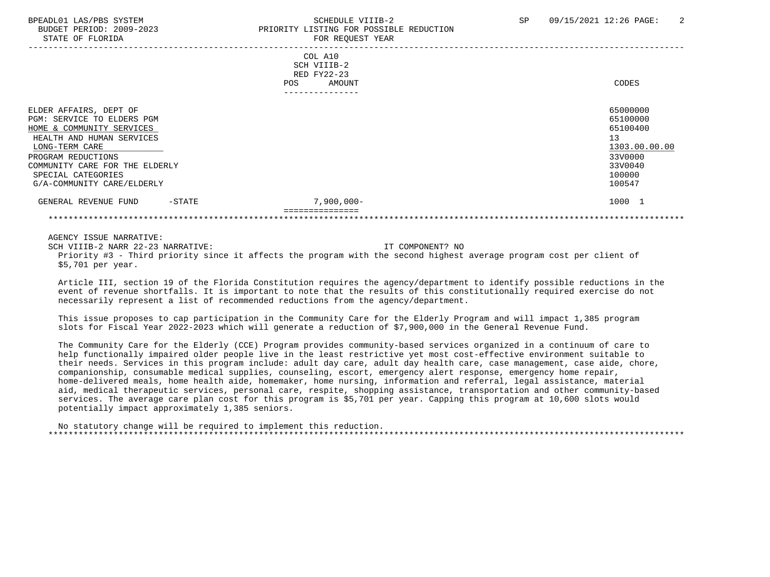| | COL A10 SCH VIIIB-2 RED FY22-23 POS AMOUNT | CODES |
|---|---|---|
| ELDER AFFAIRS, DEPT OF | | 65000000 |
| PGM: SERVICE TO ELDERS PGM | | 65100000 |
| HOME & COMMUNITY SERVICES | | 65100400 |
| HEALTH AND HUMAN SERVICES | | 13 |
| LONG-TERM CARE | | 1303.00.00.00 |
| PROGRAM REDUCTIONS | | 33V0000 |
| COMMUNITY CARE FOR THE ELDERLY | | 33V0040 |
| SPECIAL CATEGORIES | | 100000 |
| G/A-COMMUNITY CARE/ELDERLY | | 100547 |
| GENERAL REVENUE FUND -STATE | 7,900,000- | 1000 1 |

AGENCY ISSUE NARRATIVE:

SCH VIIIB-2 NARR 22-23 NARRATIVE: IT COMPONENT? NO

Priority #3 - Third priority since it affects the program with the second highest average program cost per client of $5,701 per year.

Article III, section 19 of the Florida Constitution requires the agency/department to identify possible reductions in the event of revenue shortfalls. It is important to note that the results of this constitutionally required exercise do not necessarily represent a list of recommended reductions from the agency/department.

This issue proposes to cap participation in the Community Care for the Elderly Program and will impact 1,385 program slots for Fiscal Year 2022-2023 which will generate a reduction of $7,900,000 in the General Revenue Fund.

The Community Care for the Elderly (CCE) Program provides community-based services organized in a continuum of care to help functionally impaired older people live in the least restrictive yet most cost-effective environment suitable to their needs. Services in this program include: adult day care, adult day health care, case management, case aide, chore, companionship, consumable medical supplies, counseling, escort, emergency alert response, emergency home repair, home-delivered meals, home health aide, homemaker, home nursing, information and referral, legal assistance, material aid, medical therapeutic services, personal care, respite, shopping assistance, transportation and other community-based services. The average care plan cost for this program is $5,701 per year. Capping this program at 10,600 slots would potentially impact approximately 1,385 seniors.

No statutory change will be required to implement this reduction.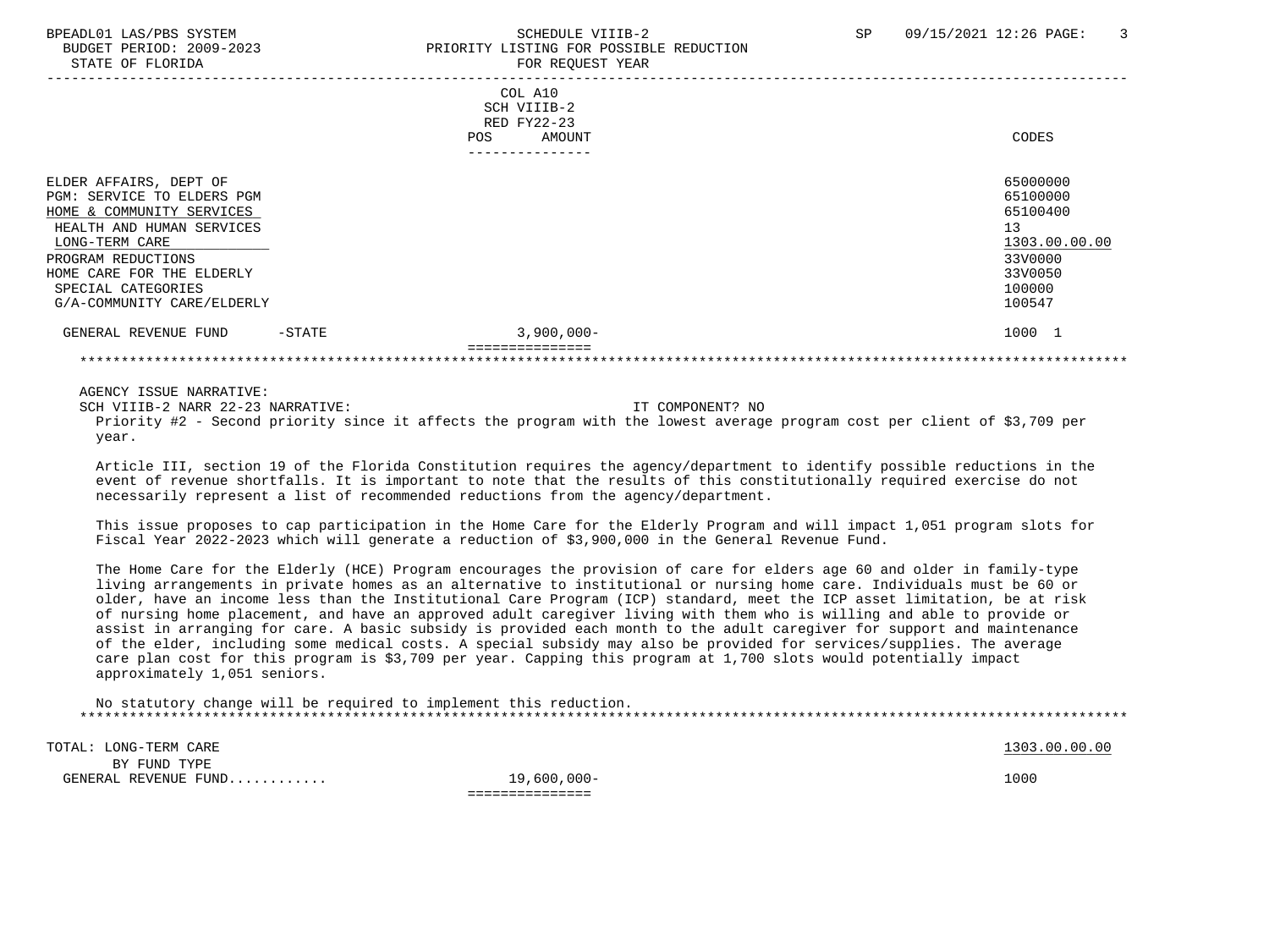| | COL A10 SCH VIIIB-2 RED FY22-23 POS AMOUNT | CODES |
|---|---|---|
| ELDER AFFAIRS, DEPT OF | | 65000000 |
| PGM: SERVICE TO ELDERS PGM | | 65100000 |
| HOME & COMMUNITY SERVICES | | 65100400 |
| HEALTH AND HUMAN SERVICES | | 13 |
| LONG-TERM CARE | | 1303.00.00.00 |
| PROGRAM REDUCTIONS | | 33V0000 |
| HOME CARE FOR THE ELDERLY | | 33V0050 |
| SPECIAL CATEGORIES | | 100000 |
| G/A-COMMUNITY CARE/ELDERLY | | 100547 |
| GENERAL REVENUE FUND -STATE | 3,900,000- | 1000 1 |

AGENCY ISSUE NARRATIVE:

SCH VIIIB-2 NARR 22-23 NARRATIVE: IT COMPONENT? NO

Priority #2 - Second priority since it affects the program with the lowest average program cost per client of $3,709 per year.

Article III, section 19 of the Florida Constitution requires the agency/department to identify possible reductions in the event of revenue shortfalls. It is important to note that the results of this constitutionally required exercise do not necessarily represent a list of recommended reductions from the agency/department.

This issue proposes to cap participation in the Home Care for the Elderly Program and will impact 1,051 program slots for Fiscal Year 2022-2023 which will generate a reduction of $3,900,000 in the General Revenue Fund.

The Home Care for the Elderly (HCE) Program encourages the provision of care for elders age 60 and older in family-type living arrangements in private homes as an alternative to institutional or nursing home care. Individuals must be 60 or older, have an income less than the Institutional Care Program (ICP) standard, meet the ICP asset limitation, be at risk of nursing home placement, and have an approved adult caregiver living with them who is willing and able to provide or assist in arranging for care. A basic subsidy is provided each month to the adult caregiver for support and maintenance of the elder, including some medical costs. A special subsidy may also be provided for services/supplies. The average care plan cost for this program is $3,709 per year. Capping this program at 1,700 slots would potentially impact approximately 1,051 seniors.

No statutory change will be required to implement this reduction.

| | | |
|---|---|---|
| TOTAL: LONG-TERM CARE | | 1303.00.00.00 |
| BY FUND TYPE | | |
| GENERAL REVENUE FUND........... | 19,600,000- | 1000 |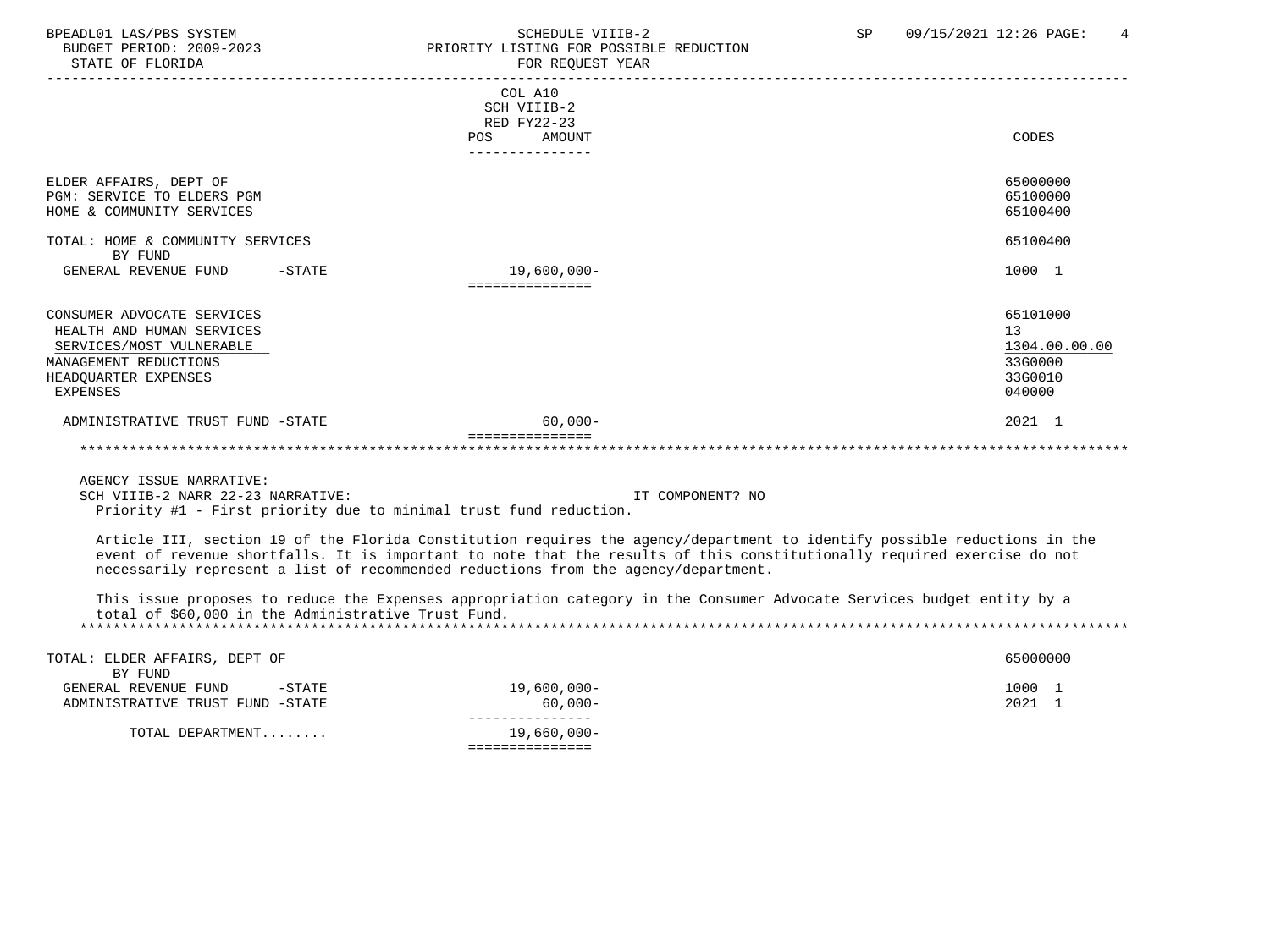BPEADL01 LAS/PBS SYSTEM — SCHEDULE VIIIB-2 — SP 09/15/2021 12:26

BUDGET PERIOD: 2009-2023 — PRIORITY LISTING FOR POSSIBLE REDUCTION

STATE OF FLORIDA — FOR REQUEST YEAR

| | COL A10 SCH VIIIB-2 RED FY22-23 POS AMOUNT | CODES |
|---|---|---|
| ELDER AFFAIRS, DEPT OF | | 65000000 |
| PGM: SERVICE TO ELDERS PGM | | 65100000 |
| HOME & COMMUNITY SERVICES | | 65100400 |
| TOTAL: HOME & COMMUNITY SERVICES | | 65100400 |
| BY FUND | | |
| GENERAL REVENUE FUND -STATE | 19,600,000- | 1000 1 |
| CONSUMER ADVOCATE SERVICES | | 65101000 |
| HEALTH AND HUMAN SERVICES | | 13 |
| SERVICES/MOST VULNERABLE | | 1304.00.00.00 |
| MANAGEMENT REDUCTIONS | | 33G0000 |
| HEADQUARTER EXPENSES | | 33G0010 |
| EXPENSES | | 040000 |
| ADMINISTRATIVE TRUST FUND -STATE | 60,000- | 2021 1 |

AGENCY ISSUE NARRATIVE:

SCH VIIIB-2 NARR 22-23 NARRATIVE: IT COMPONENT? NO

Priority #1 - First priority due to minimal trust fund reduction.

Article III, section 19 of the Florida Constitution requires the agency/department to identify possible reductions in the event of revenue shortfalls. It is important to note that the results of this constitutionally required exercise do not necessarily represent a list of recommended reductions from the agency/department.

This issue proposes to reduce the Expenses appropriation category in the Consumer Advocate Services budget entity by a total of $60,000 in the Administrative Trust Fund.

| | | |
|---|---|---|
| TOTAL: ELDER AFFAIRS, DEPT OF | | 65000000 |
| BY FUND | | |
| GENERAL REVENUE FUND -STATE | 19,600,000- | 1000 1 |
| ADMINISTRATIVE TRUST FUND -STATE | 60,000- | 2021 1 |
| TOTAL DEPARTMENT........ | 19,660,000- | |